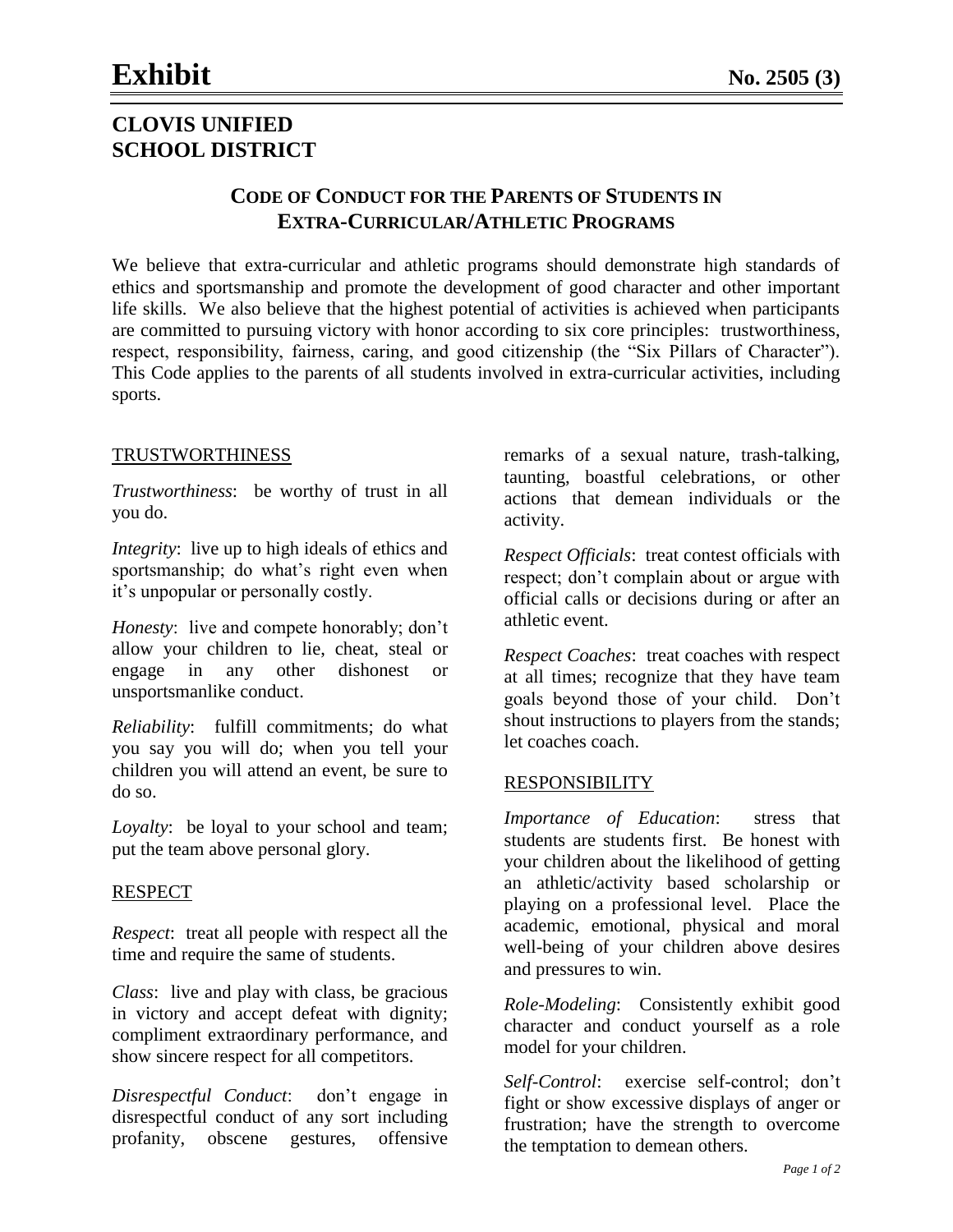# Exhibit

**No. 2505 (3)**

## CLOVIS UNIFIED SCHOOL DISTRICT

### CODE OF CONDUCT FOR THE PARENTS OF STUDENTS IN EXTRA-CURRICULAR/ATHLETIC PROGRAMS

We believe that extra-curricular and athletic programs should demonstrate high standards of ethics and sportsmanship and promote the development of good character and other important life skills. We also believe that the highest potential of activities is achieved when participants are committed to pursuing victory with honor according to six core principles: trustworthiness, respect, responsibility, fairness, caring, and good citizenship (the "Six Pillars of Character"). This Code applies to the parents of all students involved in extra-curricular activities, including sports.

#### TRUSTWORTHINESS

*Trustworthiness*: be worthy of trust in all you do.

*Integrity*: live up to high ideals of ethics and sportsmanship; do what's right even when it's unpopular or personally costly.

*Honesty*: live and compete honorably; don't allow your children to lie, cheat, steal or engage in any other dishonest or unsportsmanlike conduct.

*Reliability*: fulfill commitments; do what you say you will do; when you tell your children you will attend an event, be sure to do so.

*Loyalty*: be loyal to your school and team; put the team above personal glory.

#### RESPECT

*Respect*: treat all people with respect all the time and require the same of students.

*Class*: live and play with class, be gracious in victory and accept defeat with dignity; compliment extraordinary performance, and show sincere respect for all competitors.

*Disrespectful Conduct*: don't engage in disrespectful conduct of any sort including profanity, obscene gestures, offensive remarks of a sexual nature, trash-talking, taunting, boastful celebrations, or other actions that demean individuals or the activity.

*Respect Officials*: treat contest officials with respect; don't complain about or argue with official calls or decisions during or after an athletic event.

*Respect Coaches*: treat coaches with respect at all times; recognize that they have team goals beyond those of your child. Don't shout instructions to players from the stands; let coaches coach.

#### RESPONSIBILITY

*Importance of Education*: stress that students are students first. Be honest with your children about the likelihood of getting an athletic/activity based scholarship or playing on a professional level. Place the academic, emotional, physical and moral well-being of your children above desires and pressures to win.

*Role-Modeling*: Consistently exhibit good character and conduct yourself as a role model for your children.

*Self-Control*: exercise self-control; don't fight or show excessive displays of anger or frustration; have the strength to overcome the temptation to demean others.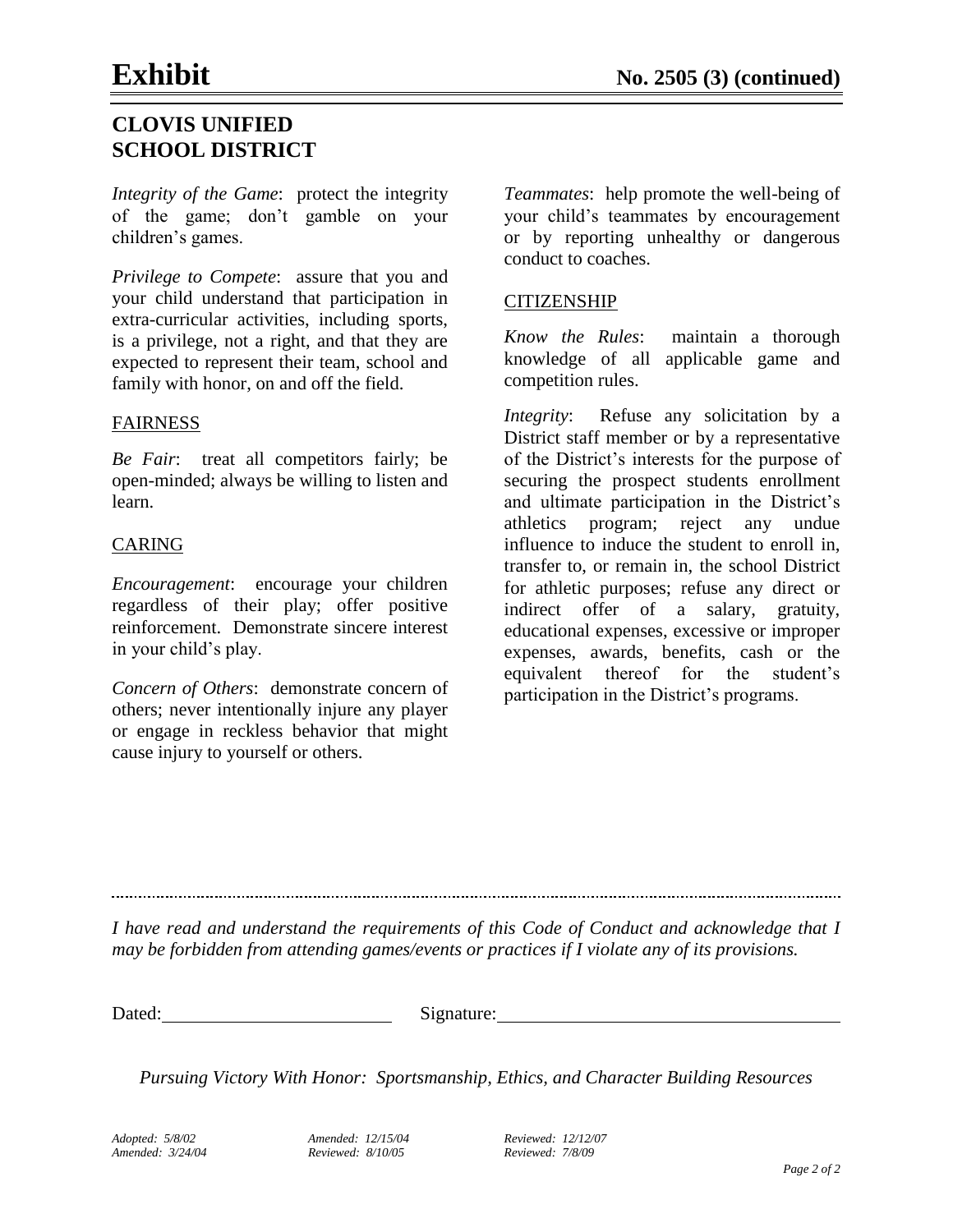# Exhibit No. 2505 (3) (continued)

## CLOVIS UNIFIED SCHOOL DISTRICT

*Integrity of the Game*: protect the integrity of the game; don't gamble on your children's games.

*Privilege to Compete*: assure that you and your child understand that participation in extra-curricular activities, including sports, is a privilege, not a right, and that they are expected to represent their team, school and family with honor, on and off the field.

FAIRNESS

*Be Fair*: treat all competitors fairly; be open-minded; always be willing to listen and learn.

CARING

*Encouragement*: encourage your children regardless of their play; offer positive reinforcement. Demonstrate sincere interest in your child's play.

*Concern of Others*: demonstrate concern of others; never intentionally injure any player or engage in reckless behavior that might cause injury to yourself or others.

*Teammates*: help promote the well-being of your child's teammates by encouragement or by reporting unhealthy or dangerous conduct to coaches.

CITIZENSHIP

*Know the Rules*: maintain a thorough knowledge of all applicable game and competition rules.

*Integrity*: Refuse any solicitation by a District staff member or by a representative of the District's interests for the purpose of securing the prospect students enrollment and ultimate participation in the District's athletics program; reject any undue influence to induce the student to enroll in, transfer to, or remain in, the school District for athletic purposes; refuse any direct or indirect offer of a salary, gratuity, educational expenses, excessive or improper expenses, awards, benefits, cash or the equivalent thereof for the student's participation in the District's programs.

---

*I have read and understand the requirements of this Code of Conduct and acknowledge that I may be forbidden from attending games/events or practices if I violate any of its provisions.*

Dated:________________________ Signature:____________________________________

*Pursuing Victory With Honor: Sportsmanship, Ethics, and Character Building Resources*

*Adopted: 5/8/02*
*Amended: 3/24/04*
*Amended: 12/15/04*
*Reviewed: 8/10/05*
*Reviewed: 12/12/07*
*Reviewed: 7/8/09*